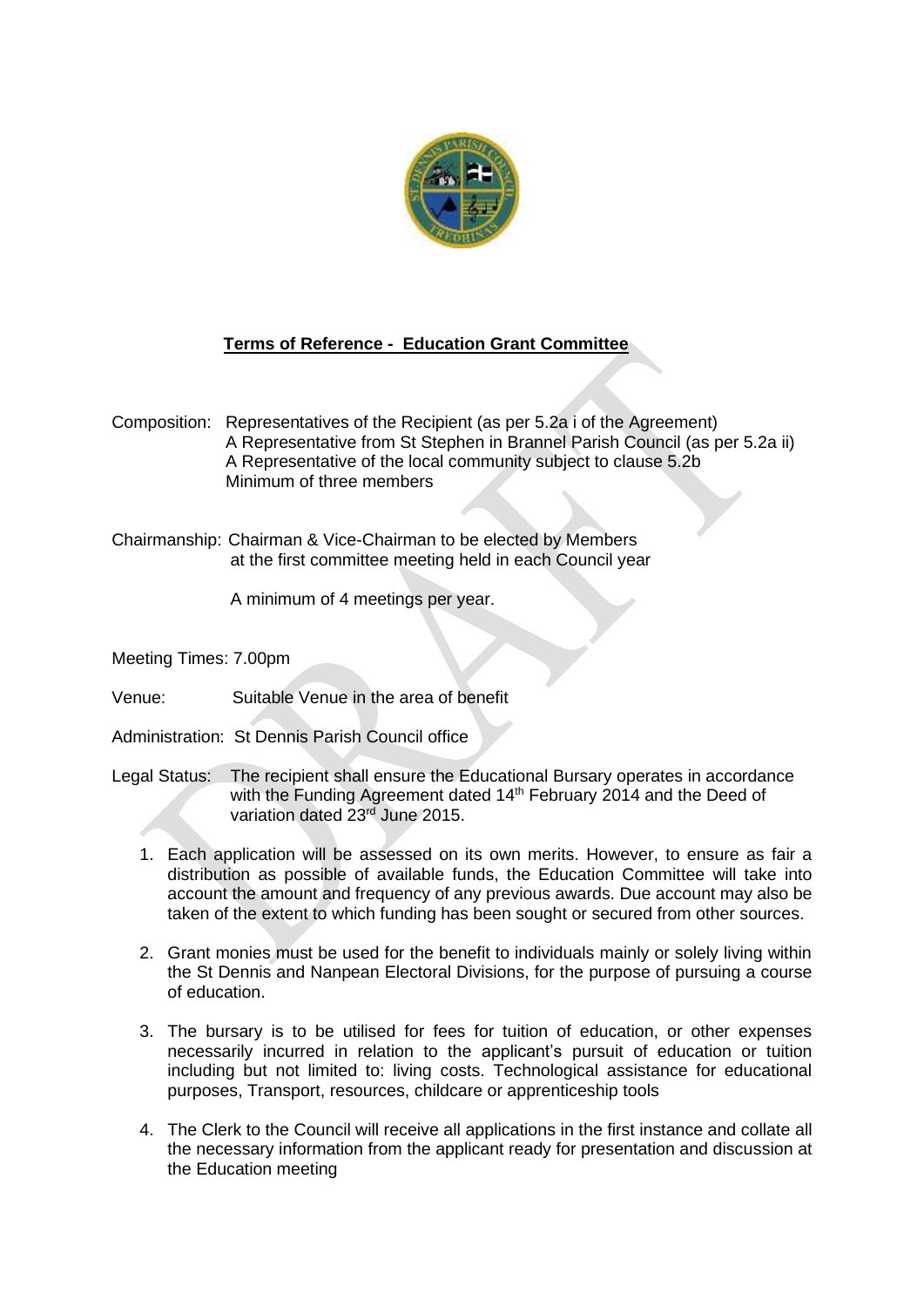## Terms of Reference - Education Grant Committee

Composition: Representatives of the Recipient (as per 5.2a i of the Agreement)
A Representative from St Stephen in Brannel Parish Council (as per 5.2a ii)
A Representative of the local community subject to clause 5.2b
Minimum of three members

Chairmanship: Chairman & Vice-Chairman to be elected by Members at the first committee meeting held in each Council year

A minimum of 4 meetings per year.

Meeting Times: 7.00pm

Venue: Suitable Venue in the area of benefit

Administration: St Dennis Parish Council office

Legal Status: The recipient shall ensure the Educational Bursary operates in accordance with the Funding Agreement dated 14th February 2014 and the Deed of variation dated 23rd June 2015.

1. Each application will be assessed on its own merits. However, to ensure as fair a distribution as possible of available funds, the Education Committee will take into account the amount and frequency of any previous awards. Due account may also be taken of the extent to which funding has been sought or secured from other sources.
2. Grant monies must be used for the benefit to individuals mainly or solely living within the St Dennis and Nanpean Electoral Divisions, for the purpose of pursuing a course of education.
3. The bursary is to be utilised for fees for tuition of education, or other expenses necessarily incurred in relation to the applicant's pursuit of education or tuition including but not limited to: living costs. Technological assistance for educational purposes, Transport, resources, childcare or apprenticeship tools
4. The Clerk to the Council will receive all applications in the first instance and collate all the necessary information from the applicant ready for presentation and discussion at the Education meeting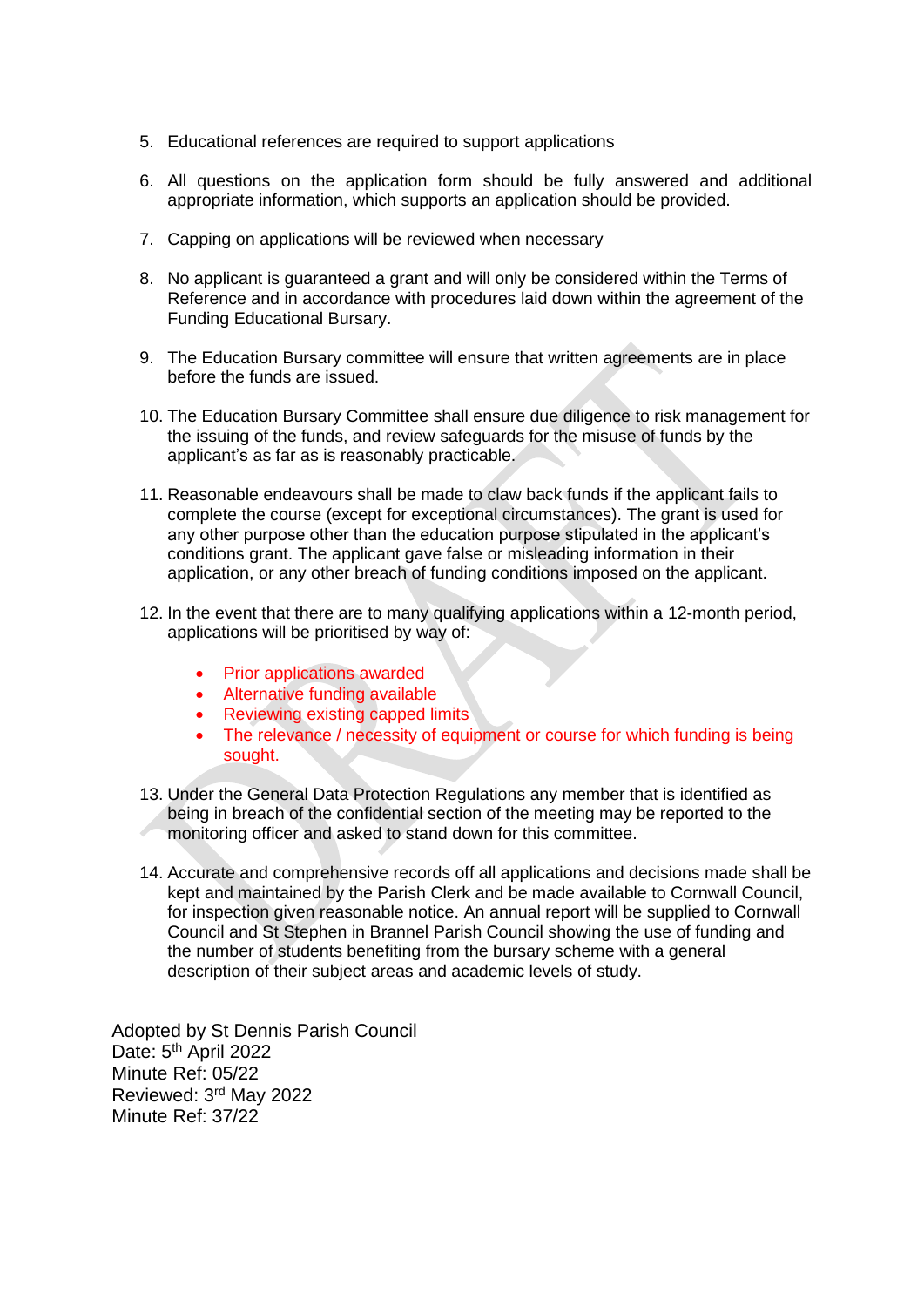5. Educational references are required to support applications

6. All questions on the application form should be fully answered and additional appropriate information, which supports an application should be provided.

7. Capping on applications will be reviewed when necessary

8. No applicant is guaranteed a grant and will only be considered within the Terms of Reference and in accordance with procedures laid down within the agreement of the Funding Educational Bursary.

9. The Education Bursary committee will ensure that written agreements are in place before the funds are issued.

10. The Education Bursary Committee shall ensure due diligence to risk management for the issuing of the funds, and review safeguards for the misuse of funds by the applicant's as far as is reasonably practicable.

11. Reasonable endeavours shall be made to claw back funds if the applicant fails to complete the course (except for exceptional circumstances). The grant is used for any other purpose other than the education purpose stipulated in the applicant's conditions grant. The applicant gave false or misleading information in their application, or any other breach of funding conditions imposed on the applicant.

12. In the event that there are to many qualifying applications within a 12-month period, applications will be prioritised by way of:

    - Prior applications awarded
    - Alternative funding available
    - Reviewing existing capped limits
    - The relevance / necessity of equipment or course for which funding is being sought.

13. Under the General Data Protection Regulations any member that is identified as being in breach of the confidential section of the meeting may be reported to the monitoring officer and asked to stand down for this committee.

14. Accurate and comprehensive records off all applications and decisions made shall be kept and maintained by the Parish Clerk and be made available to Cornwall Council, for inspection given reasonable notice. An annual report will be supplied to Cornwall Council and St Stephen in Brannel Parish Council showing the use of funding and the number of students benefiting from the bursary scheme with a general description of their subject areas and academic levels of study.

Adopted by St Dennis Parish Council
Date: 5th April 2022
Minute Ref: 05/22
Reviewed: 3rd May 2022
Minute Ref: 37/22